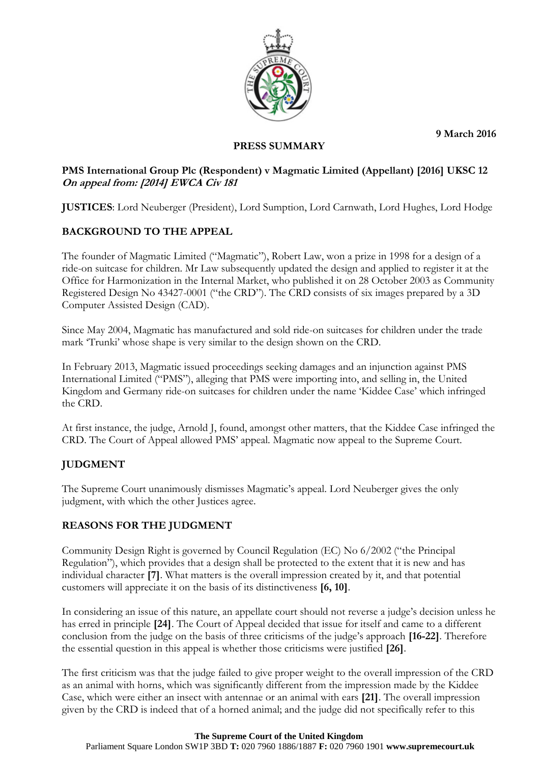9 March 2016

**PRESS SUMMARY**

**PMS International Group Plc (Respondent) v Magmatic Limited (Appellant) [2016] UKSC 12**
***On appeal from: [2014] EWCA Civ 181***

**JUSTICES**: Lord Neuberger (President), Lord Sumption, Lord Carnwath, Lord Hughes, Lord Hodge

## BACKGROUND TO THE APPEAL

The founder of Magmatic Limited ("Magmatic"), Robert Law, won a prize in 1998 for a design of a ride-on suitcase for children. Mr Law subsequently updated the design and applied to register it at the Office for Harmonization in the Internal Market, who published it on 28 October 2003 as Community Registered Design No 43427-0001 ("the CRD"). The CRD consists of six images prepared by a 3D Computer Assisted Design (CAD).

Since May 2004, Magmatic has manufactured and sold ride-on suitcases for children under the trade mark 'Trunki' whose shape is very similar to the design shown on the CRD.

In February 2013, Magmatic issued proceedings seeking damages and an injunction against PMS International Limited ("PMS"), alleging that PMS were importing into, and selling in, the United Kingdom and Germany ride-on suitcases for children under the name 'Kiddee Case' which infringed the CRD.

At first instance, the judge, Arnold J, found, amongst other matters, that the Kiddee Case infringed the CRD. The Court of Appeal allowed PMS' appeal. Magmatic now appeal to the Supreme Court.

## JUDGMENT

The Supreme Court unanimously dismisses Magmatic's appeal. Lord Neuberger gives the only judgment, with which the other Justices agree.

## REASONS FOR THE JUDGMENT

Community Design Right is governed by Council Regulation (EC) No 6/2002 ("the Principal Regulation"), which provides that a design shall be protected to the extent that it is new and has individual character **[7]**. What matters is the overall impression created by it, and that potential customers will appreciate it on the basis of its distinctiveness **[6, 10]**.

In considering an issue of this nature, an appellate court should not reverse a judge's decision unless he has erred in principle **[24]**. The Court of Appeal decided that issue for itself and came to a different conclusion from the judge on the basis of three criticisms of the judge's approach **[16-22]**. Therefore the essential question in this appeal is whether those criticisms were justified **[26]**.

The first criticism was that the judge failed to give proper weight to the overall impression of the CRD as an animal with horns, which was significantly different from the impression made by the Kiddee Case, which were either an insect with antennae or an animal with ears **[21]**. The overall impression given by the CRD is indeed that of a horned animal; and the judge did not specifically refer to this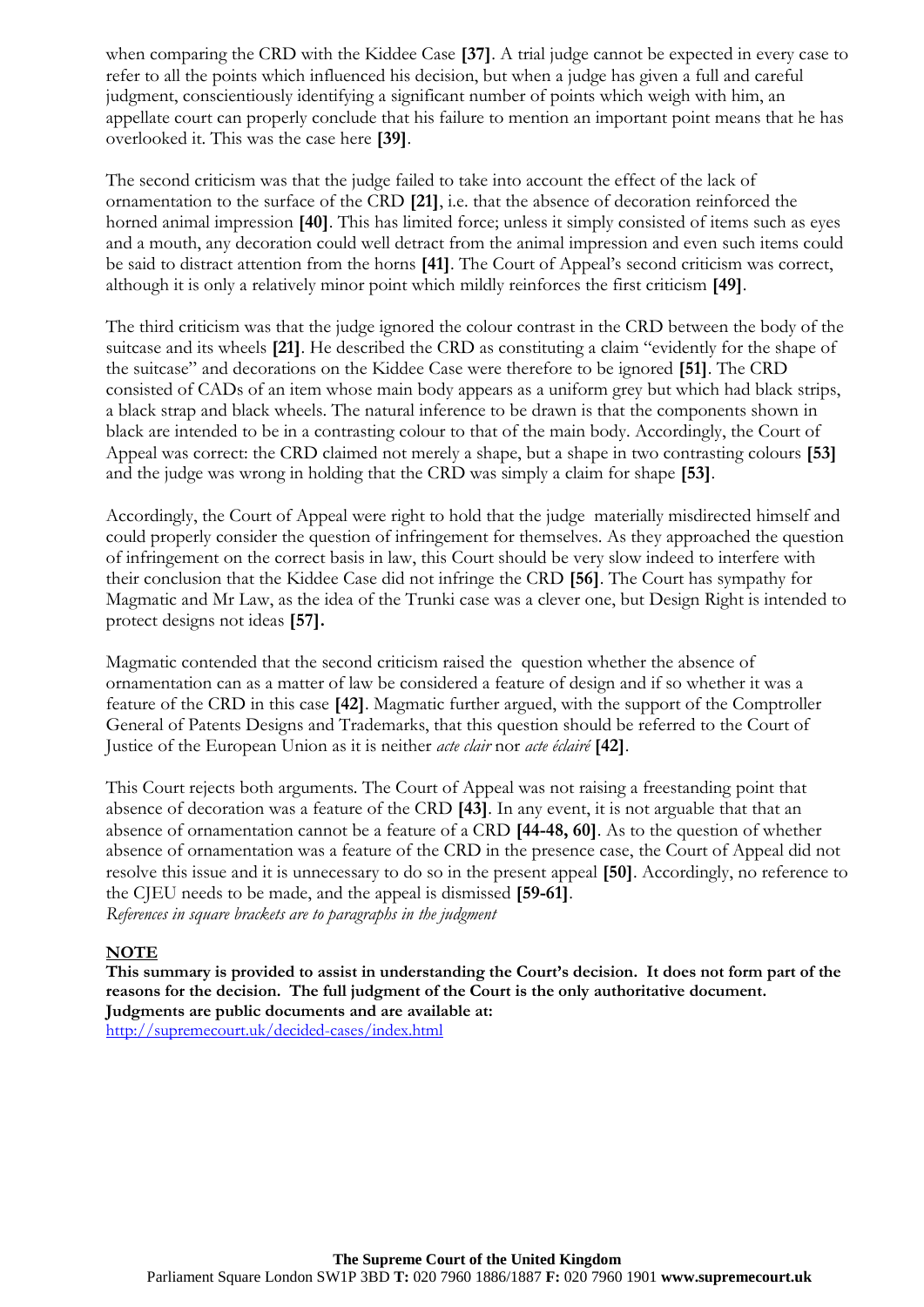when comparing the CRD with the Kiddee Case **[37]**. A trial judge cannot be expected in every case to refer to all the points which influenced his decision, but when a judge has given a full and careful judgment, conscientiously identifying a significant number of points which weigh with him, an appellate court can properly conclude that his failure to mention an important point means that he has overlooked it. This was the case here **[39]**.

The second criticism was that the judge failed to take into account the effect of the lack of ornamentation to the surface of the CRD **[21]**, i.e. that the absence of decoration reinforced the horned animal impression **[40]**. This has limited force; unless it simply consisted of items such as eyes and a mouth, any decoration could well detract from the animal impression and even such items could be said to distract attention from the horns **[41]**. The Court of Appeal's second criticism was correct, although it is only a relatively minor point which mildly reinforces the first criticism **[49]**.

The third criticism was that the judge ignored the colour contrast in the CRD between the body of the suitcase and its wheels **[21]**. He described the CRD as constituting a claim "evidently for the shape of the suitcase" and decorations on the Kiddee Case were therefore to be ignored **[51]**. The CRD consisted of CADs of an item whose main body appears as a uniform grey but which had black strips, a black strap and black wheels. The natural inference to be drawn is that the components shown in black are intended to be in a contrasting colour to that of the main body. Accordingly, the Court of Appeal was correct: the CRD claimed not merely a shape, but a shape in two contrasting colours **[53]** and the judge was wrong in holding that the CRD was simply a claim for shape **[53]**.

Accordingly, the Court of Appeal were right to hold that the judge materially misdirected himself and could properly consider the question of infringement for themselves. As they approached the question of infringement on the correct basis in law, this Court should be very slow indeed to interfere with their conclusion that the Kiddee Case did not infringe the CRD **[56]**. The Court has sympathy for Magmatic and Mr Law, as the idea of the Trunki case was a clever one, but Design Right is intended to protect designs not ideas **[57].**

Magmatic contended that the second criticism raised the question whether the absence of ornamentation can as a matter of law be considered a feature of design and if so whether it was a feature of the CRD in this case **[42]**. Magmatic further argued, with the support of the Comptroller General of Patents Designs and Trademarks, that this question should be referred to the Court of Justice of the European Union as it is neither *acte clair* nor *acte éclairé* **[42]**.

This Court rejects both arguments. The Court of Appeal was not raising a freestanding point that absence of decoration was a feature of the CRD **[43]**. In any event, it is not arguable that that an absence of ornamentation cannot be a feature of a CRD **[44-48, 60]**. As to the question of whether absence of ornamentation was a feature of the CRD in the presence case, the Court of Appeal did not resolve this issue and it is unnecessary to do so in the present appeal **[50]**. Accordingly, no reference to the CJEU needs to be made, and the appeal is dismissed **[59-61]**.

*References in square brackets are to paragraphs in the judgment*

**NOTE**

**This summary is provided to assist in understanding the Court's decision. It does not form part of the reasons for the decision. The full judgment of the Court is the only authoritative document. Judgments are public documents and are available at:**

http://supremecourt.uk/decided-cases/index.html

**The Supreme Court of the United Kingdom**

Parliament Square London SW1P 3BD **T:** 020 7960 1886/1887 **F:** 020 7960 1901 **www.supremecourt.uk**